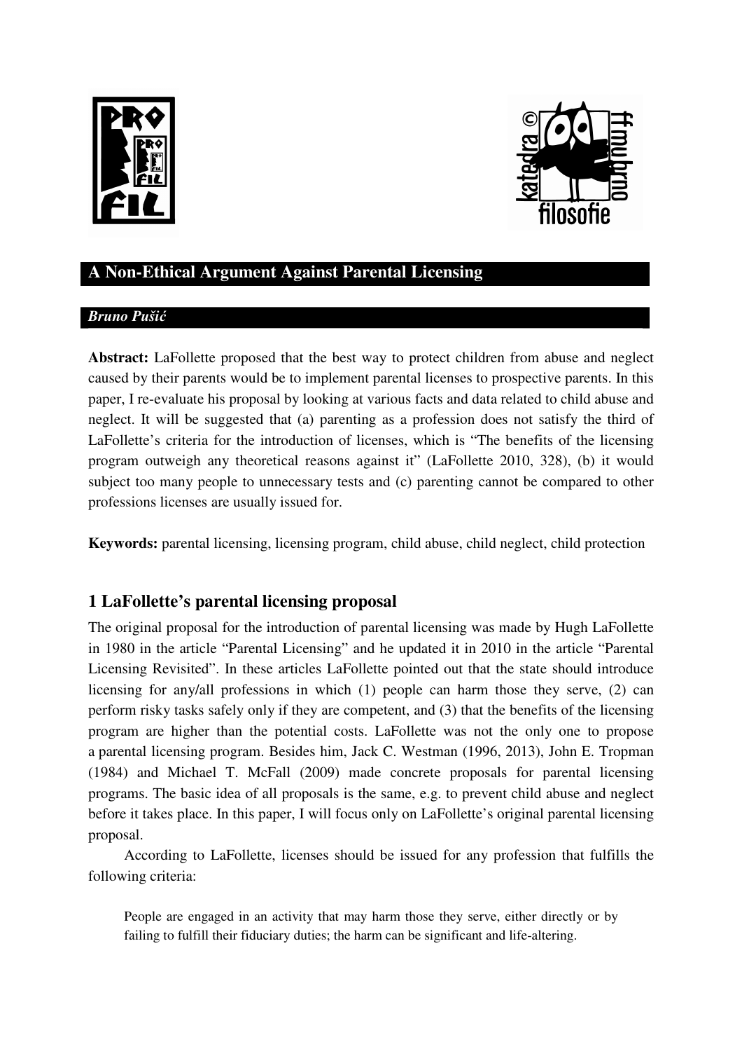# A Non-Ethical Argument Against Parental Licensing

***Bruno Pušić***

**Abstract:** LaFollette proposed that the best way to protect children from abuse and neglect caused by their parents would be to implement parental licenses to prospective parents. In this paper, I re-evaluate his proposal by looking at various facts and data related to child abuse and neglect. It will be suggested that (a) parenting as a profession does not satisfy the third of LaFollette's criteria for the introduction of licenses, which is "The benefits of the licensing program outweigh any theoretical reasons against it" (LaFollette 2010, 328), (b) it would subject too many people to unnecessary tests and (c) parenting cannot be compared to other professions licenses are usually issued for.

**Keywords:** parental licensing, licensing program, child abuse, child neglect, child protection

## 1 LaFollette's parental licensing proposal

The original proposal for the introduction of parental licensing was made by Hugh LaFollette in 1980 in the article "Parental Licensing" and he updated it in 2010 in the article "Parental Licensing Revisited". In these articles LaFollette pointed out that the state should introduce licensing for any/all professions in which (1) people can harm those they serve, (2) can perform risky tasks safely only if they are competent, and (3) that the benefits of the licensing program are higher than the potential costs. LaFollette was not the only one to propose a parental licensing program. Besides him, Jack C. Westman (1996, 2013), John E. Tropman (1984) and Michael T. McFall (2009) made concrete proposals for parental licensing programs. The basic idea of all proposals is the same, e.g. to prevent child abuse and neglect before it takes place. In this paper, I will focus only on LaFollette's original parental licensing proposal.

According to LaFollette, licenses should be issued for any profession that fulfills the following criteria:

> People are engaged in an activity that may harm those they serve, either directly or by failing to fulfill their fiduciary duties; the harm can be significant and life-altering.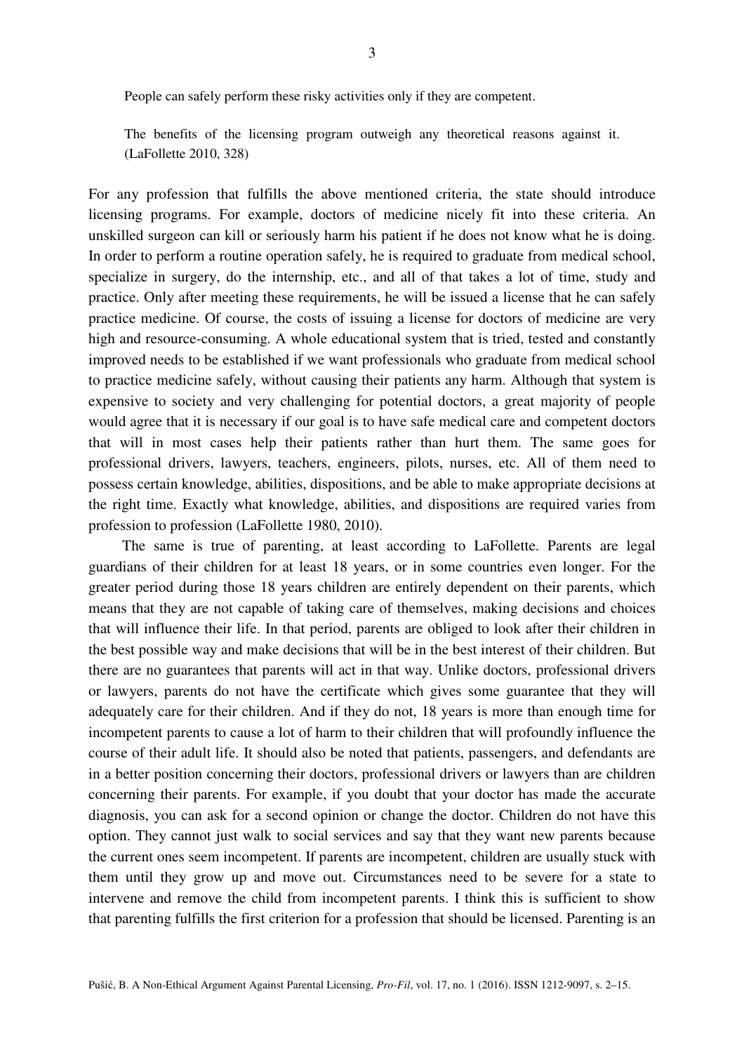People can safely perform these risky activities only if they are competent.

The benefits of the licensing program outweigh any theoretical reasons against it. (LaFollette 2010, 328)

For any profession that fulfills the above mentioned criteria, the state should introduce licensing programs. For example, doctors of medicine nicely fit into these criteria. An unskilled surgeon can kill or seriously harm his patient if he does not know what he is doing. In order to perform a routine operation safely, he is required to graduate from medical school, specialize in surgery, do the internship, etc., and all of that takes a lot of time, study and practice. Only after meeting these requirements, he will be issued a license that he can safely practice medicine. Of course, the costs of issuing a license for doctors of medicine are very high and resource-consuming. A whole educational system that is tried, tested and constantly improved needs to be established if we want professionals who graduate from medical school to practice medicine safely, without causing their patients any harm. Although that system is expensive to society and very challenging for potential doctors, a great majority of people would agree that it is necessary if our goal is to have safe medical care and competent doctors that will in most cases help their patients rather than hurt them. The same goes for professional drivers, lawyers, teachers, engineers, pilots, nurses, etc. All of them need to possess certain knowledge, abilities, dispositions, and be able to make appropriate decisions at the right time. Exactly what knowledge, abilities, and dispositions are required varies from profession to profession (LaFollette 1980, 2010).

The same is true of parenting, at least according to LaFollette. Parents are legal guardians of their children for at least 18 years, or in some countries even longer. For the greater period during those 18 years children are entirely dependent on their parents, which means that they are not capable of taking care of themselves, making decisions and choices that will influence their life. In that period, parents are obliged to look after their children in the best possible way and make decisions that will be in the best interest of their children. But there are no guarantees that parents will act in that way. Unlike doctors, professional drivers or lawyers, parents do not have the certificate which gives some guarantee that they will adequately care for their children. And if they do not, 18 years is more than enough time for incompetent parents to cause a lot of harm to their children that will profoundly influence the course of their adult life. It should also be noted that patients, passengers, and defendants are in a better position concerning their doctors, professional drivers or lawyers than are children concerning their parents. For example, if you doubt that your doctor has made the accurate diagnosis, you can ask for a second opinion or change the doctor. Children do not have this option. They cannot just walk to social services and say that they want new parents because the current ones seem incompetent. If parents are incompetent, children are usually stuck with them until they grow up and move out. Circumstances need to be severe for a state to intervene and remove the child from incompetent parents. I think this is sufficient to show that parenting fulfills the first criterion for a profession that should be licensed. Parenting is an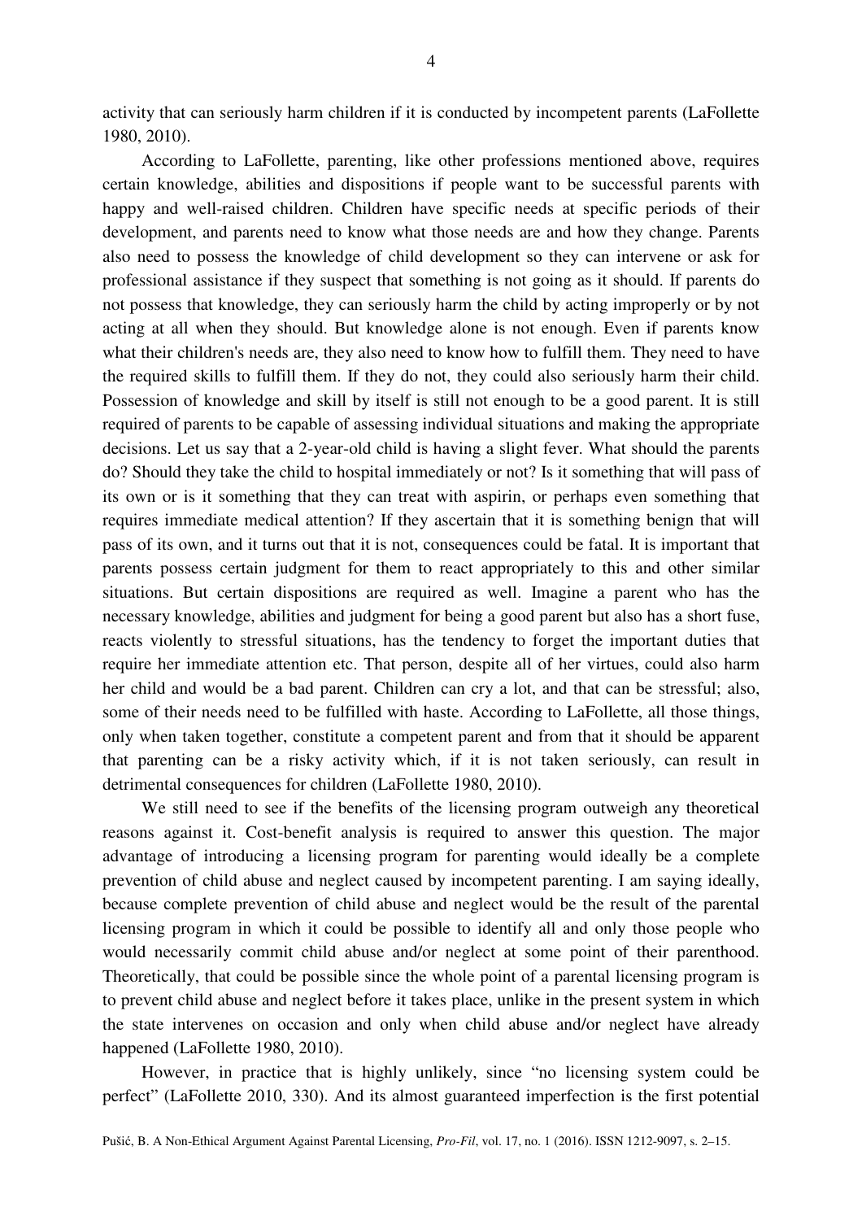activity that can seriously harm children if it is conducted by incompetent parents (LaFollette 1980, 2010).

According to LaFollette, parenting, like other professions mentioned above, requires certain knowledge, abilities and dispositions if people want to be successful parents with happy and well-raised children. Children have specific needs at specific periods of their development, and parents need to know what those needs are and how they change. Parents also need to possess the knowledge of child development so they can intervene or ask for professional assistance if they suspect that something is not going as it should. If parents do not possess that knowledge, they can seriously harm the child by acting improperly or by not acting at all when they should. But knowledge alone is not enough. Even if parents know what their children's needs are, they also need to know how to fulfill them. They need to have the required skills to fulfill them. If they do not, they could also seriously harm their child. Possession of knowledge and skill by itself is still not enough to be a good parent. It is still required of parents to be capable of assessing individual situations and making the appropriate decisions. Let us say that a 2-year-old child is having a slight fever. What should the parents do? Should they take the child to hospital immediately or not? Is it something that will pass of its own or is it something that they can treat with aspirin, or perhaps even something that requires immediate medical attention? If they ascertain that it is something benign that will pass of its own, and it turns out that it is not, consequences could be fatal. It is important that parents possess certain judgment for them to react appropriately to this and other similar situations. But certain dispositions are required as well. Imagine a parent who has the necessary knowledge, abilities and judgment for being a good parent but also has a short fuse, reacts violently to stressful situations, has the tendency to forget the important duties that require her immediate attention etc. That person, despite all of her virtues, could also harm her child and would be a bad parent. Children can cry a lot, and that can be stressful; also, some of their needs need to be fulfilled with haste. According to LaFollette, all those things, only when taken together, constitute a competent parent and from that it should be apparent that parenting can be a risky activity which, if it is not taken seriously, can result in detrimental consequences for children (LaFollette 1980, 2010).

We still need to see if the benefits of the licensing program outweigh any theoretical reasons against it. Cost-benefit analysis is required to answer this question. The major advantage of introducing a licensing program for parenting would ideally be a complete prevention of child abuse and neglect caused by incompetent parenting. I am saying ideally, because complete prevention of child abuse and neglect would be the result of the parental licensing program in which it could be possible to identify all and only those people who would necessarily commit child abuse and/or neglect at some point of their parenthood. Theoretically, that could be possible since the whole point of a parental licensing program is to prevent child abuse and neglect before it takes place, unlike in the present system in which the state intervenes on occasion and only when child abuse and/or neglect have already happened (LaFollette 1980, 2010).

However, in practice that is highly unlikely, since "no licensing system could be perfect" (LaFollette 2010, 330). And its almost guaranteed imperfection is the first potential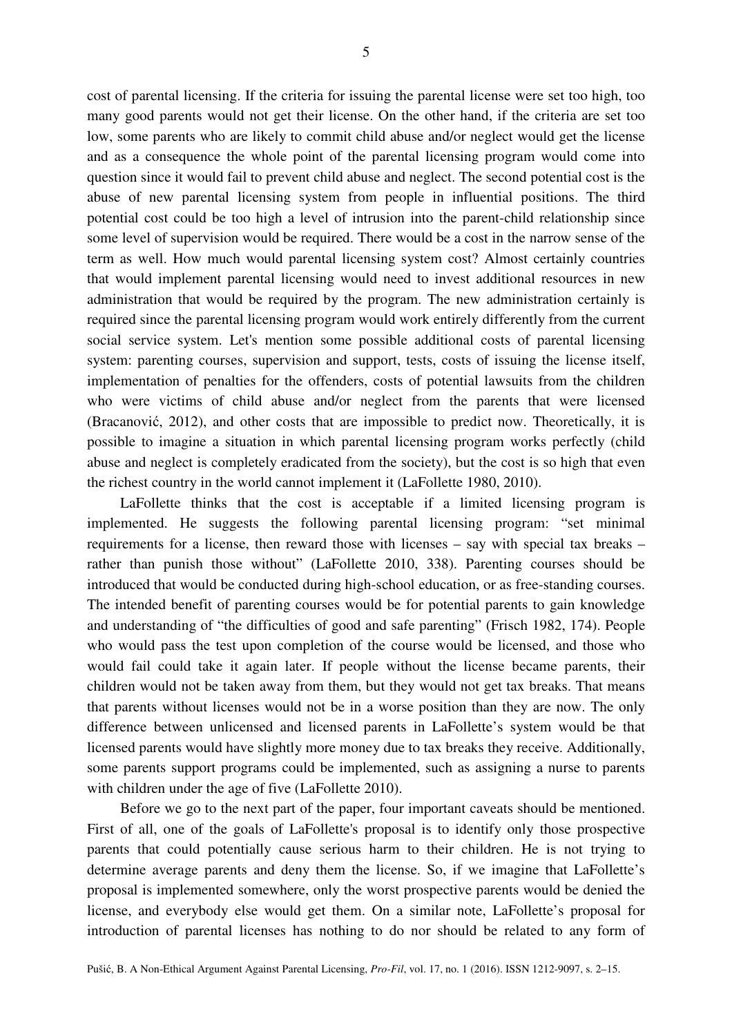cost of parental licensing. If the criteria for issuing the parental license were set too high, too many good parents would not get their license. On the other hand, if the criteria are set too low, some parents who are likely to commit child abuse and/or neglect would get the license and as a consequence the whole point of the parental licensing program would come into question since it would fail to prevent child abuse and neglect. The second potential cost is the abuse of new parental licensing system from people in influential positions. The third potential cost could be too high a level of intrusion into the parent-child relationship since some level of supervision would be required. There would be a cost in the narrow sense of the term as well. How much would parental licensing system cost? Almost certainly countries that would implement parental licensing would need to invest additional resources in new administration that would be required by the program. The new administration certainly is required since the parental licensing program would work entirely differently from the current social service system. Let's mention some possible additional costs of parental licensing system: parenting courses, supervision and support, tests, costs of issuing the license itself, implementation of penalties for the offenders, costs of potential lawsuits from the children who were victims of child abuse and/or neglect from the parents that were licensed (Bracanović, 2012), and other costs that are impossible to predict now. Theoretically, it is possible to imagine a situation in which parental licensing program works perfectly (child abuse and neglect is completely eradicated from the society), but the cost is so high that even the richest country in the world cannot implement it (LaFollette 1980, 2010).

LaFollette thinks that the cost is acceptable if a limited licensing program is implemented. He suggests the following parental licensing program: "set minimal requirements for a license, then reward those with licenses – say with special tax breaks – rather than punish those without" (LaFollette 2010, 338). Parenting courses should be introduced that would be conducted during high-school education, or as free-standing courses. The intended benefit of parenting courses would be for potential parents to gain knowledge and understanding of "the difficulties of good and safe parenting" (Frisch 1982, 174). People who would pass the test upon completion of the course would be licensed, and those who would fail could take it again later. If people without the license became parents, their children would not be taken away from them, but they would not get tax breaks. That means that parents without licenses would not be in a worse position than they are now. The only difference between unlicensed and licensed parents in LaFollette's system would be that licensed parents would have slightly more money due to tax breaks they receive. Additionally, some parents support programs could be implemented, such as assigning a nurse to parents with children under the age of five (LaFollette 2010).

Before we go to the next part of the paper, four important caveats should be mentioned. First of all, one of the goals of LaFollette's proposal is to identify only those prospective parents that could potentially cause serious harm to their children. He is not trying to determine average parents and deny them the license. So, if we imagine that LaFollette's proposal is implemented somewhere, only the worst prospective parents would be denied the license, and everybody else would get them. On a similar note, LaFollette's proposal for introduction of parental licenses has nothing to do nor should be related to any form of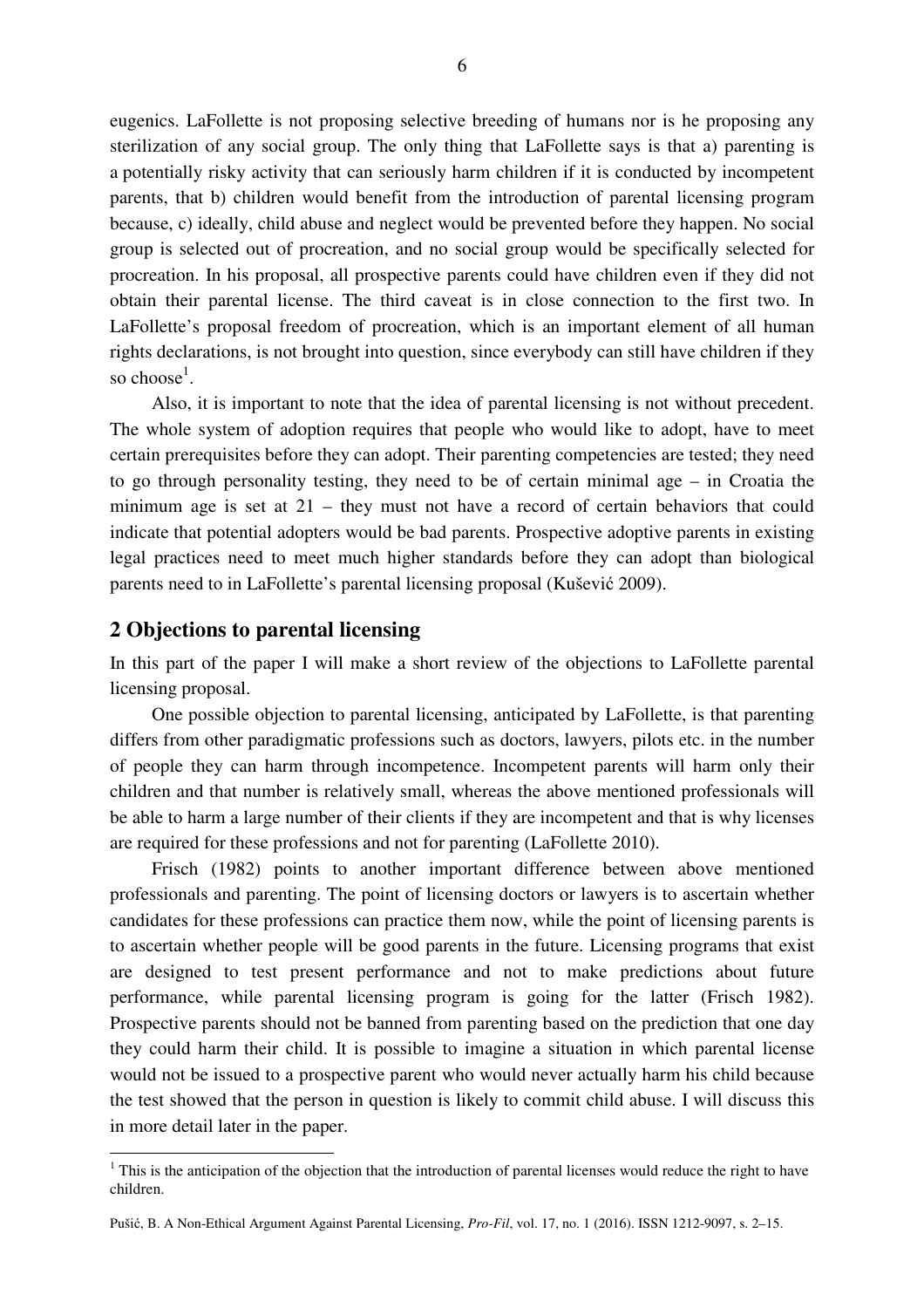eugenics. LaFollette is not proposing selective breeding of humans nor is he proposing any sterilization of any social group. The only thing that LaFollette says is that a) parenting is a potentially risky activity that can seriously harm children if it is conducted by incompetent parents, that b) children would benefit from the introduction of parental licensing program because, c) ideally, child abuse and neglect would be prevented before they happen. No social group is selected out of procreation, and no social group would be specifically selected for procreation. In his proposal, all prospective parents could have children even if they did not obtain their parental license. The third caveat is in close connection to the first two. In LaFollette's proposal freedom of procreation, which is an important element of all human rights declarations, is not brought into question, since everybody can still have children if they so choose[1].

Also, it is important to note that the idea of parental licensing is not without precedent. The whole system of adoption requires that people who would like to adopt, have to meet certain prerequisites before they can adopt. Their parenting competencies are tested; they need to go through personality testing, they need to be of certain minimal age – in Croatia the minimum age is set at 21 – they must not have a record of certain behaviors that could indicate that potential adopters would be bad parents. Prospective adoptive parents in existing legal practices need to meet much higher standards before they can adopt than biological parents need to in LaFollette's parental licensing proposal (Kušević 2009).

## 2 Objections to parental licensing

In this part of the paper I will make a short review of the objections to LaFollette parental licensing proposal.

One possible objection to parental licensing, anticipated by LaFollette, is that parenting differs from other paradigmatic professions such as doctors, lawyers, pilots etc. in the number of people they can harm through incompetence. Incompetent parents will harm only their children and that number is relatively small, whereas the above mentioned professionals will be able to harm a large number of their clients if they are incompetent and that is why licenses are required for these professions and not for parenting (LaFollette 2010).

Frisch (1982) points to another important difference between above mentioned professionals and parenting. The point of licensing doctors or lawyers is to ascertain whether candidates for these professions can practice them now, while the point of licensing parents is to ascertain whether people will be good parents in the future. Licensing programs that exist are designed to test present performance and not to make predictions about future performance, while parental licensing program is going for the latter (Frisch 1982). Prospective parents should not be banned from parenting based on the prediction that one day they could harm their child. It is possible to imagine a situation in which parental license would not be issued to a prospective parent who would never actually harm his child because the test showed that the person in question is likely to commit child abuse. I will discuss this in more detail later in the paper.

[1] This is the anticipation of the objection that the introduction of parental licenses would reduce the right to have children.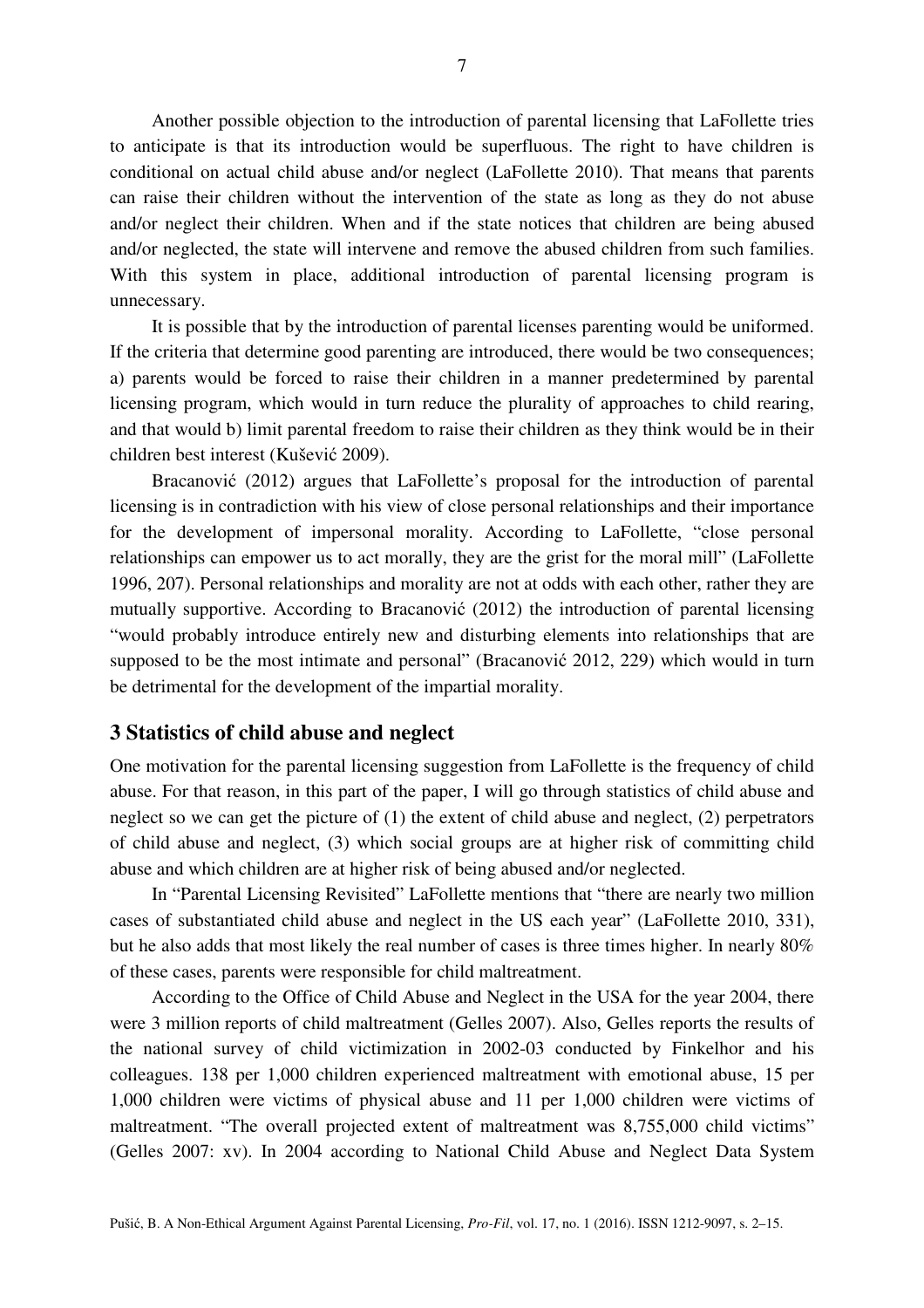Another possible objection to the introduction of parental licensing that LaFollette tries to anticipate is that its introduction would be superfluous. The right to have children is conditional on actual child abuse and/or neglect (LaFollette 2010). That means that parents can raise their children without the intervention of the state as long as they do not abuse and/or neglect their children. When and if the state notices that children are being abused and/or neglected, the state will intervene and remove the abused children from such families. With this system in place, additional introduction of parental licensing program is unnecessary.

It is possible that by the introduction of parental licenses parenting would be uniformed. If the criteria that determine good parenting are introduced, there would be two consequences; a) parents would be forced to raise their children in a manner predetermined by parental licensing program, which would in turn reduce the plurality of approaches to child rearing, and that would b) limit parental freedom to raise their children as they think would be in their children best interest (Kušević 2009).

Bracanović (2012) argues that LaFollette's proposal for the introduction of parental licensing is in contradiction with his view of close personal relationships and their importance for the development of impersonal morality. According to LaFollette, "close personal relationships can empower us to act morally, they are the grist for the moral mill" (LaFollette 1996, 207). Personal relationships and morality are not at odds with each other, rather they are mutually supportive. According to Bracanović (2012) the introduction of parental licensing "would probably introduce entirely new and disturbing elements into relationships that are supposed to be the most intimate and personal" (Bracanović 2012, 229) which would in turn be detrimental for the development of the impartial morality.

## 3 Statistics of child abuse and neglect

One motivation for the parental licensing suggestion from LaFollette is the frequency of child abuse. For that reason, in this part of the paper, I will go through statistics of child abuse and neglect so we can get the picture of (1) the extent of child abuse and neglect, (2) perpetrators of child abuse and neglect, (3) which social groups are at higher risk of committing child abuse and which children are at higher risk of being abused and/or neglected.

In "Parental Licensing Revisited" LaFollette mentions that "there are nearly two million cases of substantiated child abuse and neglect in the US each year" (LaFollette 2010, 331), but he also adds that most likely the real number of cases is three times higher. In nearly 80% of these cases, parents were responsible for child maltreatment.

According to the Office of Child Abuse and Neglect in the USA for the year 2004, there were 3 million reports of child maltreatment (Gelles 2007). Also, Gelles reports the results of the national survey of child victimization in 2002-03 conducted by Finkelhor and his colleagues. 138 per 1,000 children experienced maltreatment with emotional abuse, 15 per 1,000 children were victims of physical abuse and 11 per 1,000 children were victims of maltreatment. "The overall projected extent of maltreatment was 8,755,000 child victims" (Gelles 2007: xv). In 2004 according to National Child Abuse and Neglect Data System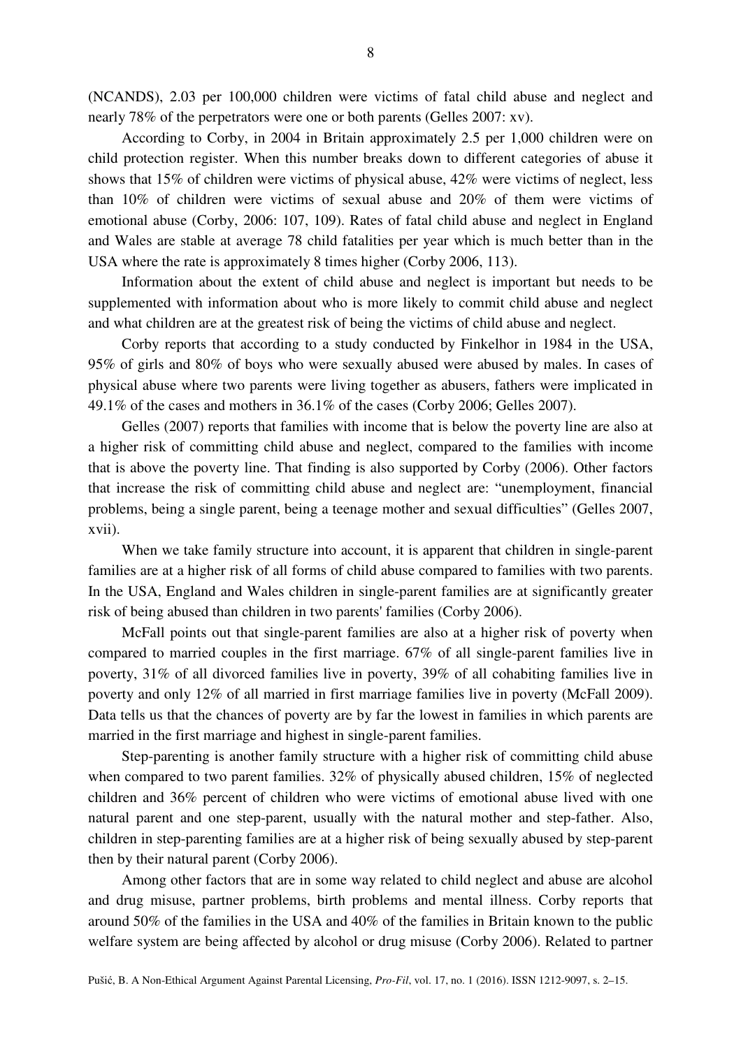(NCANDS), 2.03 per 100,000 children were victims of fatal child abuse and neglect and nearly 78% of the perpetrators were one or both parents (Gelles 2007: xv).

According to Corby, in 2004 in Britain approximately 2.5 per 1,000 children were on child protection register. When this number breaks down to different categories of abuse it shows that 15% of children were victims of physical abuse, 42% were victims of neglect, less than 10% of children were victims of sexual abuse and 20% of them were victims of emotional abuse (Corby, 2006: 107, 109). Rates of fatal child abuse and neglect in England and Wales are stable at average 78 child fatalities per year which is much better than in the USA where the rate is approximately 8 times higher (Corby 2006, 113).

Information about the extent of child abuse and neglect is important but needs to be supplemented with information about who is more likely to commit child abuse and neglect and what children are at the greatest risk of being the victims of child abuse and neglect.

Corby reports that according to a study conducted by Finkelhor in 1984 in the USA, 95% of girls and 80% of boys who were sexually abused were abused by males. In cases of physical abuse where two parents were living together as abusers, fathers were implicated in 49.1% of the cases and mothers in 36.1% of the cases (Corby 2006; Gelles 2007).

Gelles (2007) reports that families with income that is below the poverty line are also at a higher risk of committing child abuse and neglect, compared to the families with income that is above the poverty line. That finding is also supported by Corby (2006). Other factors that increase the risk of committing child abuse and neglect are: "unemployment, financial problems, being a single parent, being a teenage mother and sexual difficulties" (Gelles 2007, xvii).

When we take family structure into account, it is apparent that children in single-parent families are at a higher risk of all forms of child abuse compared to families with two parents. In the USA, England and Wales children in single-parent families are at significantly greater risk of being abused than children in two parents' families (Corby 2006).

McFall points out that single-parent families are also at a higher risk of poverty when compared to married couples in the first marriage. 67% of all single-parent families live in poverty, 31% of all divorced families live in poverty, 39% of all cohabiting families live in poverty and only 12% of all married in first marriage families live in poverty (McFall 2009). Data tells us that the chances of poverty are by far the lowest in families in which parents are married in the first marriage and highest in single-parent families.

Step-parenting is another family structure with a higher risk of committing child abuse when compared to two parent families. 32% of physically abused children, 15% of neglected children and 36% percent of children who were victims of emotional abuse lived with one natural parent and one step-parent, usually with the natural mother and step-father. Also, children in step-parenting families are at a higher risk of being sexually abused by step-parent then by their natural parent (Corby 2006).

Among other factors that are in some way related to child neglect and abuse are alcohol and drug misuse, partner problems, birth problems and mental illness. Corby reports that around 50% of the families in the USA and 40% of the families in Britain known to the public welfare system are being affected by alcohol or drug misuse (Corby 2006). Related to partner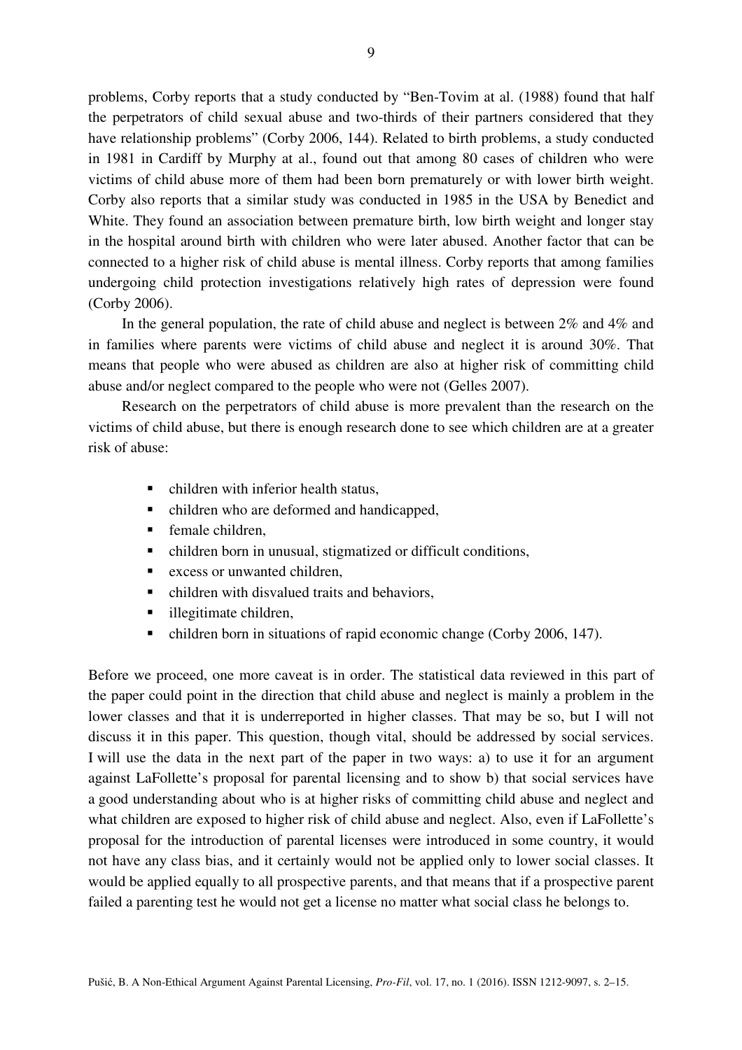problems, Corby reports that a study conducted by "Ben-Tovim at al. (1988) found that half the perpetrators of child sexual abuse and two-thirds of their partners considered that they have relationship problems" (Corby 2006, 144). Related to birth problems, a study conducted in 1981 in Cardiff by Murphy at al., found out that among 80 cases of children who were victims of child abuse more of them had been born prematurely or with lower birth weight. Corby also reports that a similar study was conducted in 1985 in the USA by Benedict and White. They found an association between premature birth, low birth weight and longer stay in the hospital around birth with children who were later abused. Another factor that can be connected to a higher risk of child abuse is mental illness. Corby reports that among families undergoing child protection investigations relatively high rates of depression were found (Corby 2006).

In the general population, the rate of child abuse and neglect is between 2% and 4% and in families where parents were victims of child abuse and neglect it is around 30%. That means that people who were abused as children are also at higher risk of committing child abuse and/or neglect compared to the people who were not (Gelles 2007).

Research on the perpetrators of child abuse is more prevalent than the research on the victims of child abuse, but there is enough research done to see which children are at a greater risk of abuse:

- children with inferior health status,
- children who are deformed and handicapped,
- female children,
- children born in unusual, stigmatized or difficult conditions,
- excess or unwanted children,
- children with disvalued traits and behaviors,
- illegitimate children,
- children born in situations of rapid economic change (Corby 2006, 147).

Before we proceed, one more caveat is in order. The statistical data reviewed in this part of the paper could point in the direction that child abuse and neglect is mainly a problem in the lower classes and that it is underreported in higher classes. That may be so, but I will not discuss it in this paper. This question, though vital, should be addressed by social services. I will use the data in the next part of the paper in two ways: a) to use it for an argument against LaFollette's proposal for parental licensing and to show b) that social services have a good understanding about who is at higher risks of committing child abuse and neglect and what children are exposed to higher risk of child abuse and neglect. Also, even if LaFollette's proposal for the introduction of parental licenses were introduced in some country, it would not have any class bias, and it certainly would not be applied only to lower social classes. It would be applied equally to all prospective parents, and that means that if a prospective parent failed a parenting test he would not get a license no matter what social class he belongs to.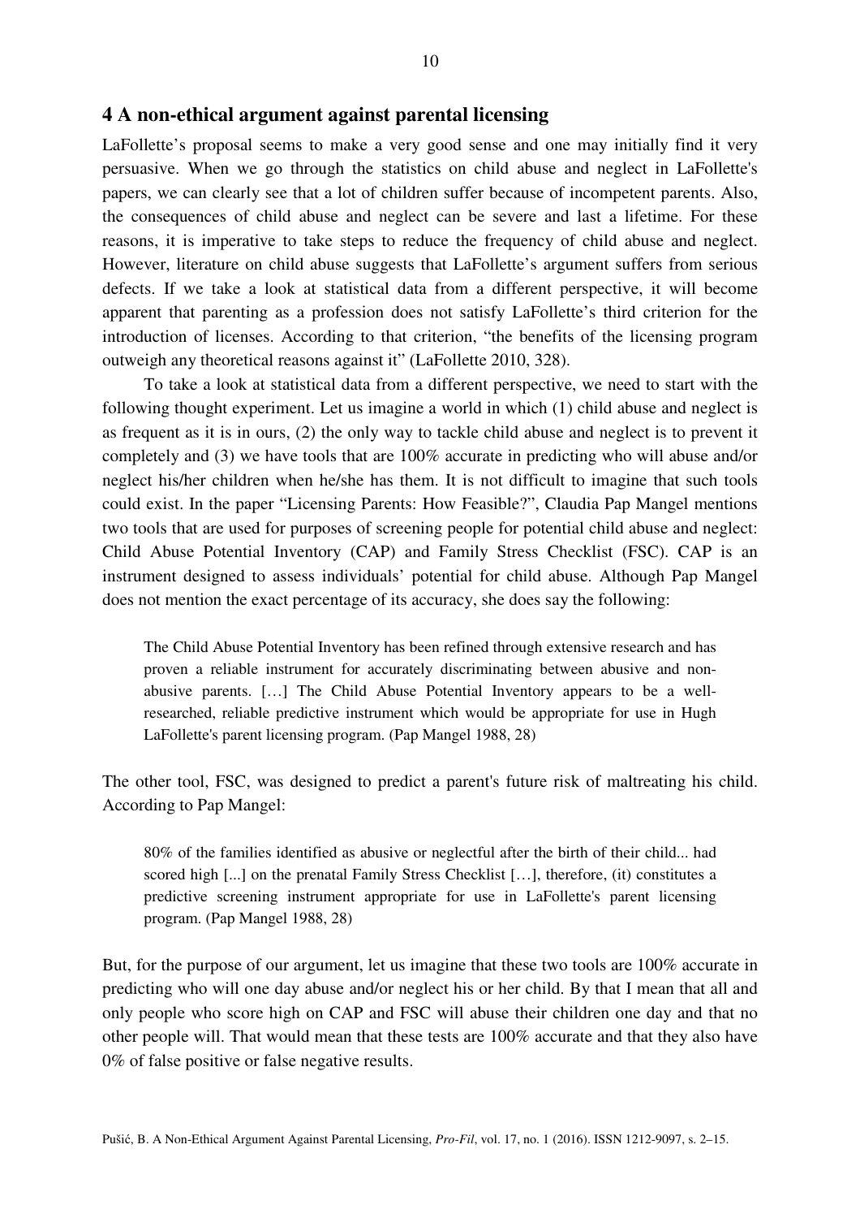## 4 A non-ethical argument against parental licensing

LaFollette's proposal seems to make a very good sense and one may initially find it very persuasive. When we go through the statistics on child abuse and neglect in LaFollette's papers, we can clearly see that a lot of children suffer because of incompetent parents. Also, the consequences of child abuse and neglect can be severe and last a lifetime. For these reasons, it is imperative to take steps to reduce the frequency of child abuse and neglect. However, literature on child abuse suggests that LaFollette's argument suffers from serious defects. If we take a look at statistical data from a different perspective, it will become apparent that parenting as a profession does not satisfy LaFollette's third criterion for the introduction of licenses. According to that criterion, "the benefits of the licensing program outweigh any theoretical reasons against it" (LaFollette 2010, 328).

To take a look at statistical data from a different perspective, we need to start with the following thought experiment. Let us imagine a world in which (1) child abuse and neglect is as frequent as it is in ours, (2) the only way to tackle child abuse and neglect is to prevent it completely and (3) we have tools that are 100% accurate in predicting who will abuse and/or neglect his/her children when he/she has them. It is not difficult to imagine that such tools could exist. In the paper "Licensing Parents: How Feasible?", Claudia Pap Mangel mentions two tools that are used for purposes of screening people for potential child abuse and neglect: Child Abuse Potential Inventory (CAP) and Family Stress Checklist (FSC). CAP is an instrument designed to assess individuals' potential for child abuse. Although Pap Mangel does not mention the exact percentage of its accuracy, she does say the following:

> The Child Abuse Potential Inventory has been refined through extensive research and has proven a reliable instrument for accurately discriminating between abusive and non-abusive parents. […] The Child Abuse Potential Inventory appears to be a well-researched, reliable predictive instrument which would be appropriate for use in Hugh LaFollette's parent licensing program. (Pap Mangel 1988, 28)

The other tool, FSC, was designed to predict a parent's future risk of maltreating his child. According to Pap Mangel:

> 80% of the families identified as abusive or neglectful after the birth of their child... had scored high [...] on the prenatal Family Stress Checklist […], therefore, (it) constitutes a predictive screening instrument appropriate for use in LaFollette's parent licensing program. (Pap Mangel 1988, 28)

But, for the purpose of our argument, let us imagine that these two tools are 100% accurate in predicting who will one day abuse and/or neglect his or her child. By that I mean that all and only people who score high on CAP and FSC will abuse their children one day and that no other people will. That would mean that these tests are 100% accurate and that they also have 0% of false positive or false negative results.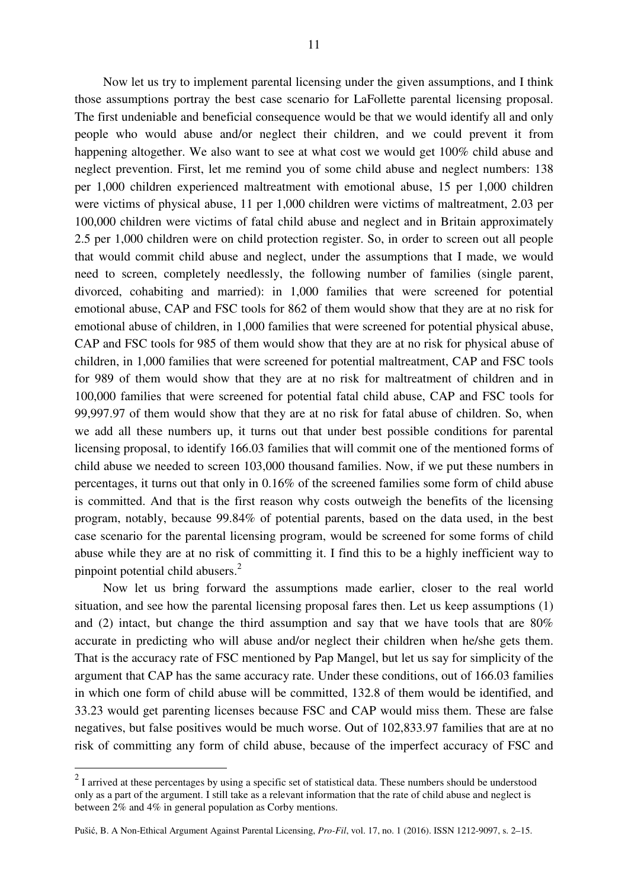Now let us try to implement parental licensing under the given assumptions, and I think those assumptions portray the best case scenario for LaFollette parental licensing proposal. The first undeniable and beneficial consequence would be that we would identify all and only people who would abuse and/or neglect their children, and we could prevent it from happening altogether. We also want to see at what cost we would get 100% child abuse and neglect prevention. First, let me remind you of some child abuse and neglect numbers: 138 per 1,000 children experienced maltreatment with emotional abuse, 15 per 1,000 children were victims of physical abuse, 11 per 1,000 children were victims of maltreatment, 2.03 per 100,000 children were victims of fatal child abuse and neglect and in Britain approximately 2.5 per 1,000 children were on child protection register. So, in order to screen out all people that would commit child abuse and neglect, under the assumptions that I made, we would need to screen, completely needlessly, the following number of families (single parent, divorced, cohabiting and married): in 1,000 families that were screened for potential emotional abuse, CAP and FSC tools for 862 of them would show that they are at no risk for emotional abuse of children, in 1,000 families that were screened for potential physical abuse, CAP and FSC tools for 985 of them would show that they are at no risk for physical abuse of children, in 1,000 families that were screened for potential maltreatment, CAP and FSC tools for 989 of them would show that they are at no risk for maltreatment of children and in 100,000 families that were screened for potential fatal child abuse, CAP and FSC tools for 99,997.97 of them would show that they are at no risk for fatal abuse of children. So, when we add all these numbers up, it turns out that under best possible conditions for parental licensing proposal, to identify 166.03 families that will commit one of the mentioned forms of child abuse we needed to screen 103,000 thousand families. Now, if we put these numbers in percentages, it turns out that only in 0.16% of the screened families some form of child abuse is committed. And that is the first reason why costs outweigh the benefits of the licensing program, notably, because 99.84% of potential parents, based on the data used, in the best case scenario for the parental licensing program, would be screened for some forms of child abuse while they are at no risk of committing it. I find this to be a highly inefficient way to pinpoint potential child abusers.[2]

Now let us bring forward the assumptions made earlier, closer to the real world situation, and see how the parental licensing proposal fares then. Let us keep assumptions (1) and (2) intact, but change the third assumption and say that we have tools that are 80% accurate in predicting who will abuse and/or neglect their children when he/she gets them. That is the accuracy rate of FSC mentioned by Pap Mangel, but let us say for simplicity of the argument that CAP has the same accuracy rate. Under these conditions, out of 166.03 families in which one form of child abuse will be committed, 132.8 of them would be identified, and 33.23 would get parenting licenses because FSC and CAP would miss them. These are false negatives, but false positives would be much worse. Out of 102,833.97 families that are at no risk of committing any form of child abuse, because of the imperfect accuracy of FSC and

---

[2] I arrived at these percentages by using a specific set of statistical data. These numbers should be understood only as a part of the argument. I still take as a relevant information that the rate of child abuse and neglect is between 2% and 4% in general population as Corby mentions.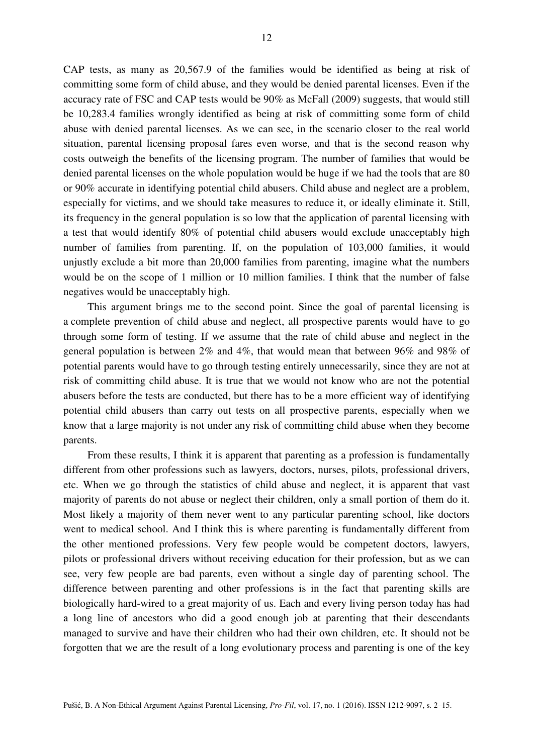CAP tests, as many as 20,567.9 of the families would be identified as being at risk of committing some form of child abuse, and they would be denied parental licenses. Even if the accuracy rate of FSC and CAP tests would be 90% as McFall (2009) suggests, that would still be 10,283.4 families wrongly identified as being at risk of committing some form of child abuse with denied parental licenses. As we can see, in the scenario closer to the real world situation, parental licensing proposal fares even worse, and that is the second reason why costs outweigh the benefits of the licensing program. The number of families that would be denied parental licenses on the whole population would be huge if we had the tools that are 80 or 90% accurate in identifying potential child abusers. Child abuse and neglect are a problem, especially for victims, and we should take measures to reduce it, or ideally eliminate it. Still, its frequency in the general population is so low that the application of parental licensing with a test that would identify 80% of potential child abusers would exclude unacceptably high number of families from parenting. If, on the population of 103,000 families, it would unjustly exclude a bit more than 20,000 families from parenting, imagine what the numbers would be on the scope of 1 million or 10 million families. I think that the number of false negatives would be unacceptably high.

This argument brings me to the second point. Since the goal of parental licensing is a complete prevention of child abuse and neglect, all prospective parents would have to go through some form of testing. If we assume that the rate of child abuse and neglect in the general population is between 2% and 4%, that would mean that between 96% and 98% of potential parents would have to go through testing entirely unnecessarily, since they are not at risk of committing child abuse. It is true that we would not know who are not the potential abusers before the tests are conducted, but there has to be a more efficient way of identifying potential child abusers than carry out tests on all prospective parents, especially when we know that a large majority is not under any risk of committing child abuse when they become parents.

From these results, I think it is apparent that parenting as a profession is fundamentally different from other professions such as lawyers, doctors, nurses, pilots, professional drivers, etc. When we go through the statistics of child abuse and neglect, it is apparent that vast majority of parents do not abuse or neglect their children, only a small portion of them do it. Most likely a majority of them never went to any particular parenting school, like doctors went to medical school. And I think this is where parenting is fundamentally different from the other mentioned professions. Very few people would be competent doctors, lawyers, pilots or professional drivers without receiving education for their profession, but as we can see, very few people are bad parents, even without a single day of parenting school. The difference between parenting and other professions is in the fact that parenting skills are biologically hard-wired to a great majority of us. Each and every living person today has had a long line of ancestors who did a good enough job at parenting that their descendants managed to survive and have their children who had their own children, etc. It should not be forgotten that we are the result of a long evolutionary process and parenting is one of the key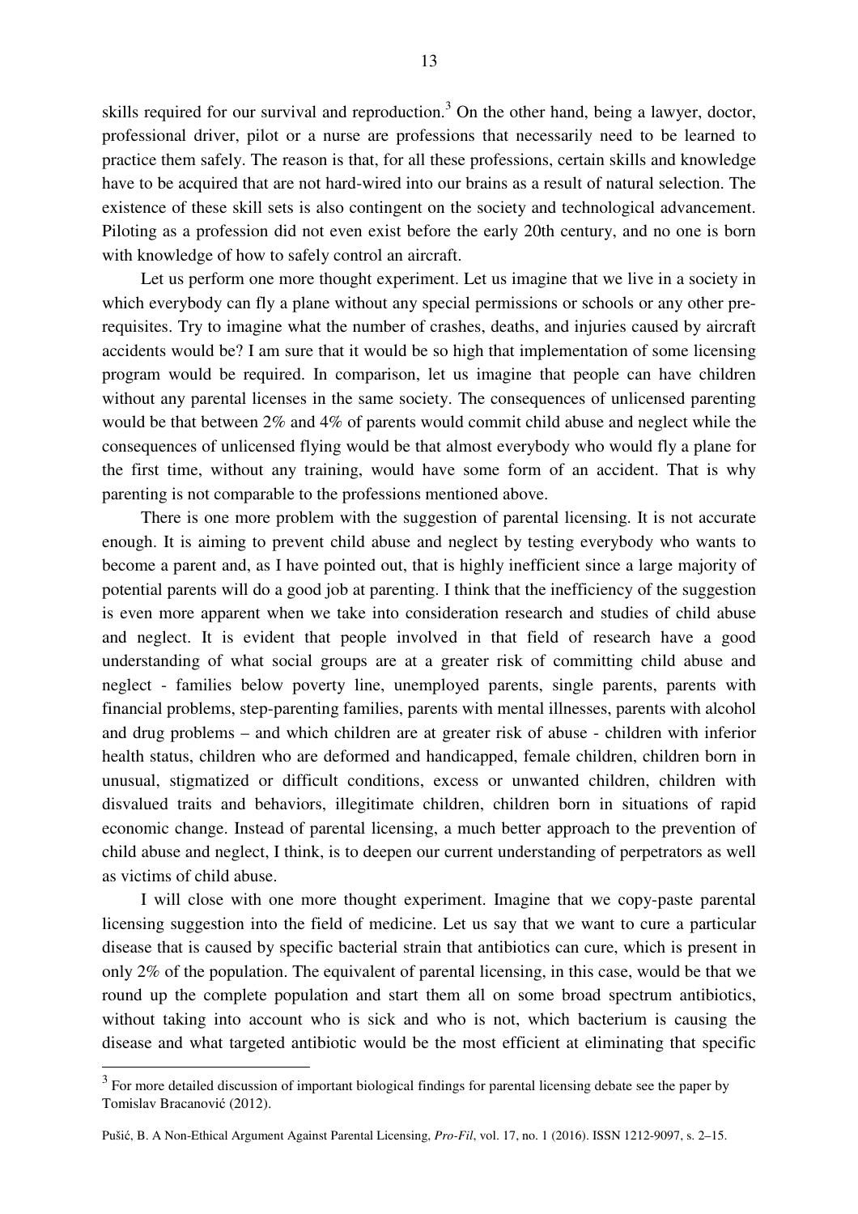skills required for our survival and reproduction.[3] On the other hand, being a lawyer, doctor, professional driver, pilot or a nurse are professions that necessarily need to be learned to practice them safely. The reason is that, for all these professions, certain skills and knowledge have to be acquired that are not hard-wired into our brains as a result of natural selection. The existence of these skill sets is also contingent on the society and technological advancement. Piloting as a profession did not even exist before the early 20th century, and no one is born with knowledge of how to safely control an aircraft.

Let us perform one more thought experiment. Let us imagine that we live in a society in which everybody can fly a plane without any special permissions or schools or any other pre-requisites. Try to imagine what the number of crashes, deaths, and injuries caused by aircraft accidents would be? I am sure that it would be so high that implementation of some licensing program would be required. In comparison, let us imagine that people can have children without any parental licenses in the same society. The consequences of unlicensed parenting would be that between 2% and 4% of parents would commit child abuse and neglect while the consequences of unlicensed flying would be that almost everybody who would fly a plane for the first time, without any training, would have some form of an accident. That is why parenting is not comparable to the professions mentioned above.

There is one more problem with the suggestion of parental licensing. It is not accurate enough. It is aiming to prevent child abuse and neglect by testing everybody who wants to become a parent and, as I have pointed out, that is highly inefficient since a large majority of potential parents will do a good job at parenting. I think that the inefficiency of the suggestion is even more apparent when we take into consideration research and studies of child abuse and neglect. It is evident that people involved in that field of research have a good understanding of what social groups are at a greater risk of committing child abuse and neglect - families below poverty line, unemployed parents, single parents, parents with financial problems, step-parenting families, parents with mental illnesses, parents with alcohol and drug problems – and which children are at greater risk of abuse - children with inferior health status, children who are deformed and handicapped, female children, children born in unusual, stigmatized or difficult conditions, excess or unwanted children, children with disvalued traits and behaviors, illegitimate children, children born in situations of rapid economic change. Instead of parental licensing, a much better approach to the prevention of child abuse and neglect, I think, is to deepen our current understanding of perpetrators as well as victims of child abuse.

I will close with one more thought experiment. Imagine that we copy-paste parental licensing suggestion into the field of medicine. Let us say that we want to cure a particular disease that is caused by specific bacterial strain that antibiotics can cure, which is present in only 2% of the population. The equivalent of parental licensing, in this case, would be that we round up the complete population and start them all on some broad spectrum antibiotics, without taking into account who is sick and who is not, which bacterium is causing the disease and what targeted antibiotic would be the most efficient at eliminating that specific

---

[3] For more detailed discussion of important biological findings for parental licensing debate see the paper by Tomislav Bracanović (2012).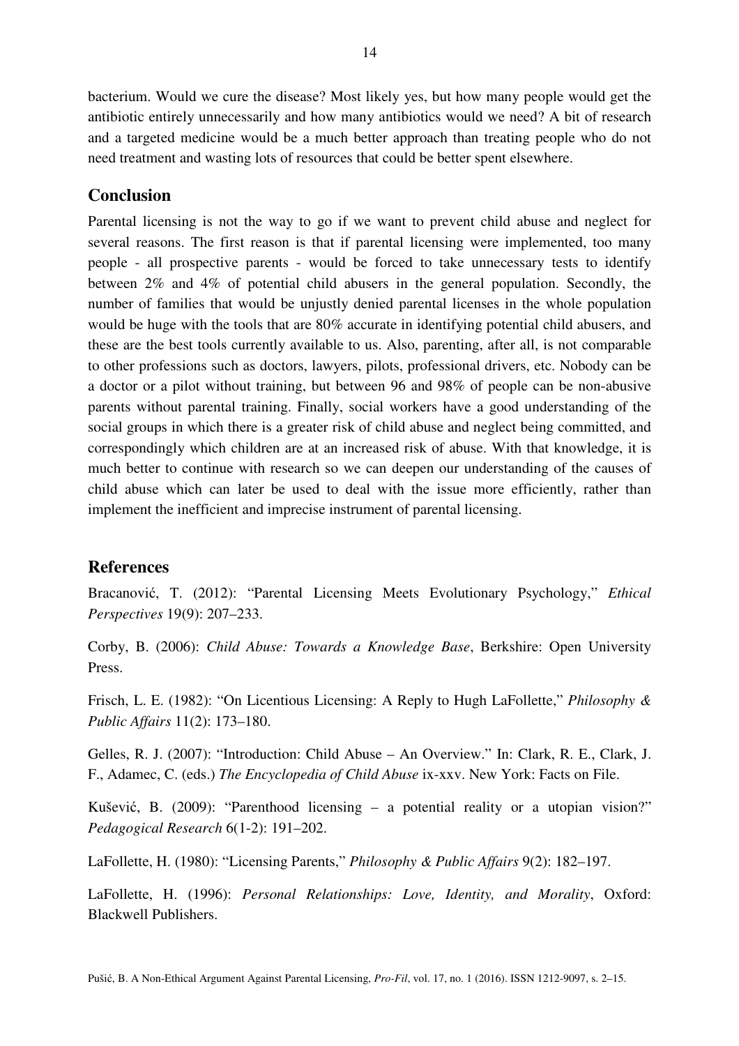bacterium. Would we cure the disease? Most likely yes, but how many people would get the antibiotic entirely unnecessarily and how many antibiotics would we need? A bit of research and a targeted medicine would be a much better approach than treating people who do not need treatment and wasting lots of resources that could be better spent elsewhere.

## Conclusion

Parental licensing is not the way to go if we want to prevent child abuse and neglect for several reasons. The first reason is that if parental licensing were implemented, too many people - all prospective parents - would be forced to take unnecessary tests to identify between 2% and 4% of potential child abusers in the general population. Secondly, the number of families that would be unjustly denied parental licenses in the whole population would be huge with the tools that are 80% accurate in identifying potential child abusers, and these are the best tools currently available to us. Also, parenting, after all, is not comparable to other professions such as doctors, lawyers, pilots, professional drivers, etc. Nobody can be a doctor or a pilot without training, but between 96 and 98% of people can be non-abusive parents without parental training. Finally, social workers have a good understanding of the social groups in which there is a greater risk of child abuse and neglect being committed, and correspondingly which children are at an increased risk of abuse. With that knowledge, it is much better to continue with research so we can deepen our understanding of the causes of child abuse which can later be used to deal with the issue more efficiently, rather than implement the inefficient and imprecise instrument of parental licensing.

## References

Bracanović, T. (2012): "Parental Licensing Meets Evolutionary Psychology," *Ethical Perspectives* 19(9): 207–233.

Corby, B. (2006): *Child Abuse: Towards a Knowledge Base*, Berkshire: Open University Press.

Frisch, L. E. (1982): "On Licentious Licensing: A Reply to Hugh LaFollette," *Philosophy & Public Affairs* 11(2): 173–180.

Gelles, R. J. (2007): "Introduction: Child Abuse – An Overview." In: Clark, R. E., Clark, J. F., Adamec, C. (eds.) *The Encyclopedia of Child Abuse* ix-xxv. New York: Facts on File.

Kušević, B. (2009): "Parenthood licensing – a potential reality or a utopian vision?" *Pedagogical Research* 6(1-2): 191–202.

LaFollette, H. (1980): "Licensing Parents," *Philosophy & Public Affairs* 9(2): 182–197.

LaFollette, H. (1996): *Personal Relationships: Love, Identity, and Morality*, Oxford: Blackwell Publishers.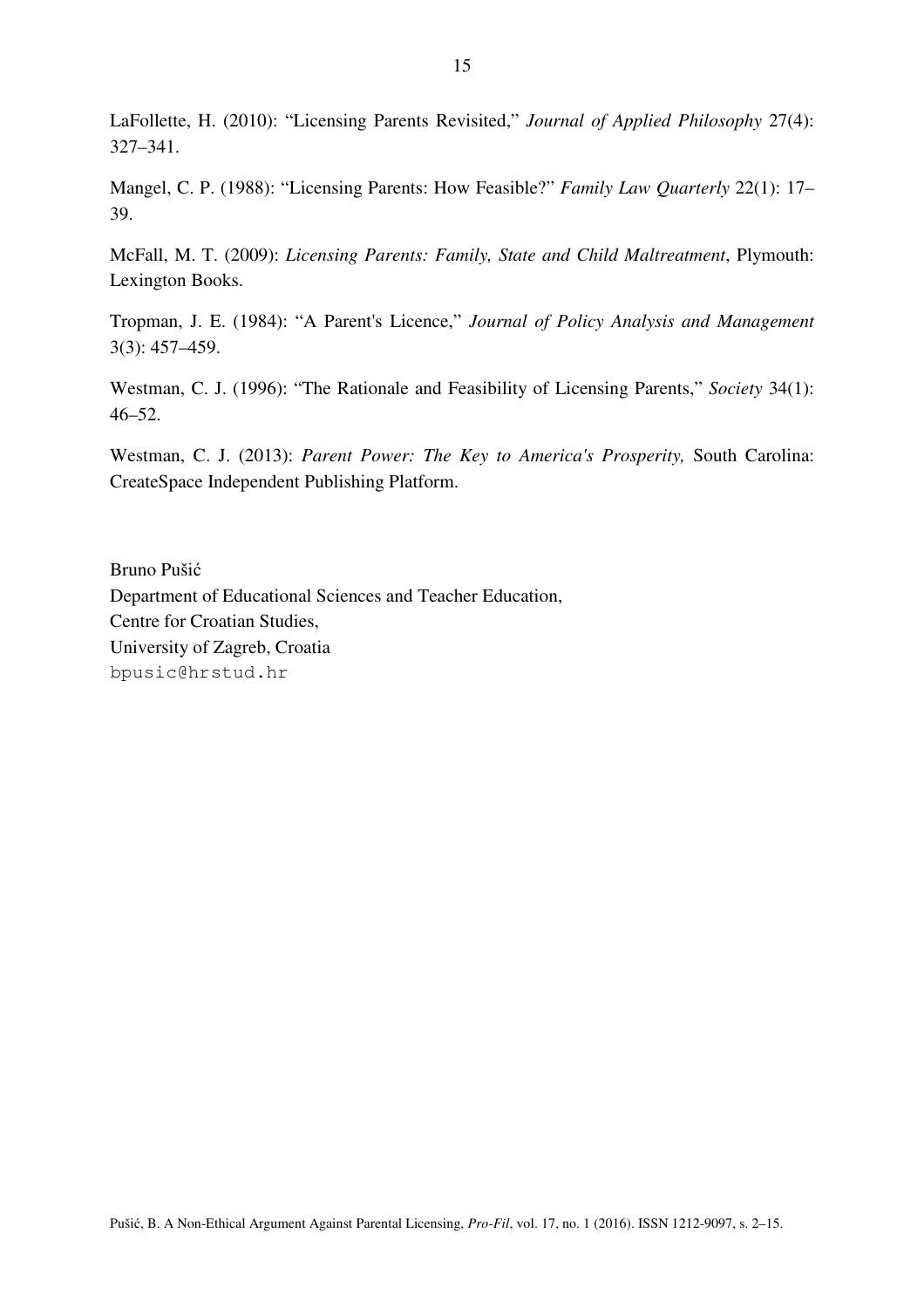LaFollette, H. (2010): "Licensing Parents Revisited," *Journal of Applied Philosophy* 27(4): 327–341.

Mangel, C. P. (1988): "Licensing Parents: How Feasible?" *Family Law Quarterly* 22(1): 17–39.

McFall, M. T. (2009): *Licensing Parents: Family, State and Child Maltreatment*, Plymouth: Lexington Books.

Tropman, J. E. (1984): "A Parent's Licence," *Journal of Policy Analysis and Management* 3(3): 457–459.

Westman, C. J. (1996): "The Rationale and Feasibility of Licensing Parents," *Society* 34(1): 46–52.

Westman, C. J. (2013): *Parent Power: The Key to America's Prosperity,* South Carolina: CreateSpace Independent Publishing Platform.

Bruno Pušić
Department of Educational Sciences and Teacher Education,
Centre for Croatian Studies,
University of Zagreb, Croatia
bpusic@hrstud.hr